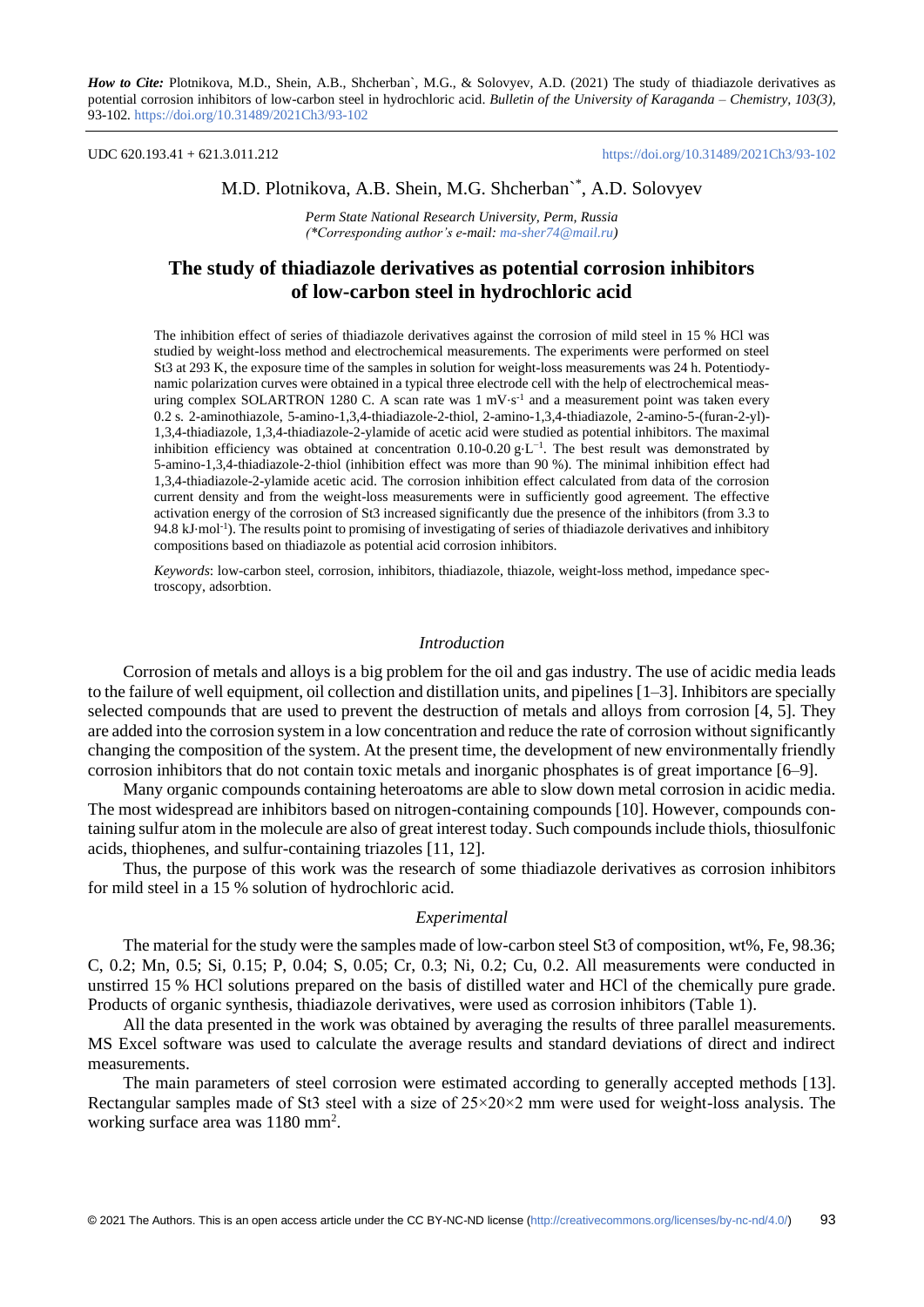*How to Cite:* Plotnikova, M.D., Shein, A.B., Shcherban`, M.G., & Solovyev, A.D. (2021) The study of thiadiazole derivatives as potential corrosion inhibitors of low-carbon steel in hydrochloric acid. *Bulletin of the University of Karaganda – Chemistry, 103(3),* 93-102. https://doi.org/10.31489/2021Ch3/93-102

UDC 620.193.41 + 621.3.011.212 https://doi.org/10.31489/2021Ch3/93-102

M.D. Plotnikova, A.B. Shein, M.G. Shcherban`*, A.D. Solovyev

*Perm State National Research University, Perm, Russia*
*(\*Corresponding author's e-mail: ma-sher74@mail.ru)*

# The study of thiadiazole derivatives as potential corrosion inhibitors of low-carbon steel in hydrochloric acid

The inhibition effect of series of thiadiazole derivatives against the corrosion of mild steel in 15 % HCl was studied by weight-loss method and electrochemical measurements. The experiments were performed on steel St3 at 293 K, the exposure time of the samples in solution for weight-loss measurements was 24 h. Potentiodynamic polarization curves were obtained in a typical three electrode cell with the help of electrochemical measuring complex SOLARTRON 1280 C. A scan rate was 1 $mV \cdot s^{-1}$ and a measurement point was taken every 0.2 s. 2-aminothiazole, 5-amino-1,3,4-thiadiazole-2-thiol, 2-amino-1,3,4-thiadiazole, 2-amino-5-(furan-2-yl)-1,3,4-thiadiazole, 1,3,4-thiadiazole-2-ylamide of acetic acid were studied as potential inhibitors. The maximal inhibition efficiency was obtained at concentration 0.10-0.20 $g \cdot L^{-1}$. The best result was demonstrated by 5-amino-1,3,4-thiadiazole-2-thiol (inhibition effect was more than 90 %). The minimal inhibition effect had 1,3,4-thiadiazole-2-ylamide acetic acid. The corrosion inhibition effect calculated from data of the corrosion current density and from the weight-loss measurements were in sufficiently good agreement. The effective activation energy of the corrosion of St3 increased significantly due the presence of the inhibitors (from 3.3 to 94.8 $kJ \cdot mol^{-1}$). The results point to promising of investigating of series of thiadiazole derivatives and inhibitory compositions based on thiadiazole as potential acid corrosion inhibitors.

*Keywords*: low-carbon steel, corrosion, inhibitors, thiadiazole, thiazole, weight-loss method, impedance spectroscopy, adsorbtion.

## *Introduction*

Corrosion of metals and alloys is a big problem for the oil and gas industry. The use of acidic media leads to the failure of well equipment, oil collection and distillation units, and pipelines [1–3]. Inhibitors are specially selected compounds that are used to prevent the destruction of metals and alloys from corrosion [4, 5]. They are added into the corrosion system in a low concentration and reduce the rate of corrosion without significantly changing the composition of the system. At the present time, the development of new environmentally friendly corrosion inhibitors that do not contain toxic metals and inorganic phosphates is of great importance [6–9].

Many organic compounds containing heteroatoms are able to slow down metal corrosion in acidic media. The most widespread are inhibitors based on nitrogen-containing compounds [10]. However, compounds containing sulfur atom in the molecule are also of great interest today. Such compounds include thiols, thiosulfonic acids, thiophenes, and sulfur-containing triazoles [11, 12].

Thus, the purpose of this work was the research of some thiadiazole derivatives as corrosion inhibitors for mild steel in a 15 % solution of hydrochloric acid.

## *Experimental*

The material for the study were the samples made of low-carbon steel St3 of composition, wt%, Fe, 98.36; C, 0.2; Mn, 0.5; Si, 0.15; P, 0.04; S, 0.05; Cr, 0.3; Ni, 0.2; Cu, 0.2. All measurements were conducted in unstirred 15 % HCl solutions prepared on the basis of distilled water and HCl of the chemically pure grade. Products of organic synthesis, thiadiazole derivatives, were used as corrosion inhibitors (Table 1).

All the data presented in the work was obtained by averaging the results of three parallel measurements. MS Excel software was used to calculate the average results and standard deviations of direct and indirect measurements.

The main parameters of steel corrosion were estimated according to generally accepted methods [13]. Rectangular samples made of St3 steel with a size of 25×20×2 mm were used for weight-loss analysis. The working surface area was 1180 $mm^2$.

© 2021 The Authors. This is an open access article under the CC BY-NC-ND license (http://creativecommons.org/licenses/by-nc-nd/4.0/)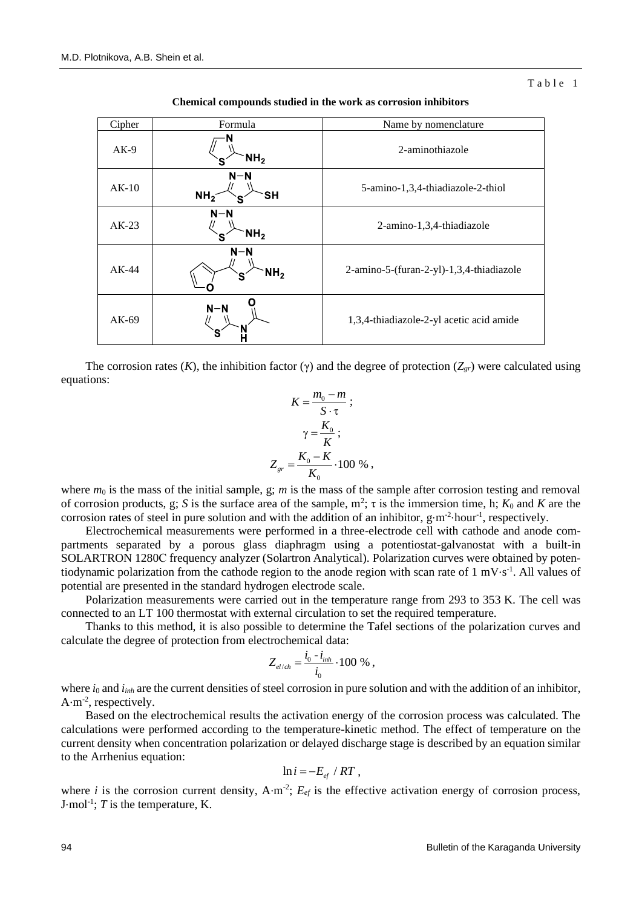Table 1

**Chemical compounds studied in the work as corrosion inhibitors**

| Cipher | Formula | Name by nomenclature |
|---|---|---|
| AK-9 | | 2-aminothiazole |
| AK-10 | | 5-amino-1,3,4-thiadiazole-2-thiol |
| AK-23 | | 2-amino-1,3,4-thiadiazole |
| AK-44 | | 2-amino-5-(furan-2-yl)-1,3,4-thiadiazole |
| AK-69 | | 1,3,4-thiadiazole-2-yl acetic acid amide |

The corrosion rates ($K$), the inhibition factor ($\gamma$) and the degree of protection ($Z_{gr}$) were calculated using equations:

$$K = \frac{m_0 - m}{S \cdot \tau};$$

$$\gamma = \frac{K_0}{K};$$

$$Z_{gr} = \frac{K_0 - K}{K_0} \cdot 100\ \%,$$

where $m_0$ is the mass of the initial sample, g; $m$ is the mass of the sample after corrosion testing and removal of corrosion products, g; $S$ is the surface area of the sample, m$^2$; $\tau$ is the immersion time, h; $K_0$ and $K$ are the corrosion rates of steel in pure solution and with the addition of an inhibitor, g·m$^{-2}$·hour$^{-1}$, respectively.

Electrochemical measurements were performed in a three-electrode cell with cathode and anode compartments separated by a porous glass diaphragm using a potentiostat-galvanostat with a built-in SOLARTRON 1280C frequency analyzer (Solartron Analytical). Polarization curves were obtained by potentiodynamic polarization from the cathode region to the anode region with scan rate of 1 mV·s$^{-1}$. All values of potential are presented in the standard hydrogen electrode scale.

Polarization measurements were carried out in the temperature range from 293 to 353 K. The cell was connected to an LT 100 thermostat with external circulation to set the required temperature.

Thanks to this method, it is also possible to determine the Tafel sections of the polarization curves and calculate the degree of protection from electrochemical data:

$$Z_{el/ch} = \frac{i_0 - i_{inh}}{i_0} \cdot 100\ \%,$$

where $i_0$ and $i_{inh}$ are the current densities of steel corrosion in pure solution and with the addition of an inhibitor, A·m$^{-2}$, respectively.

Based on the electrochemical results the activation energy of the corrosion process was calculated. The calculations were performed according to the temperature-kinetic method. The effect of temperature on the current density when concentration polarization or delayed discharge stage is described by an equation similar to the Arrhenius equation:

$$\ln i = -E_{ef} / RT,$$

where $i$ is the corrosion current density, A·m$^{-2}$; $E_{ef}$ is the effective activation energy of corrosion process, J·mol$^{-1}$; $T$ is the temperature, K.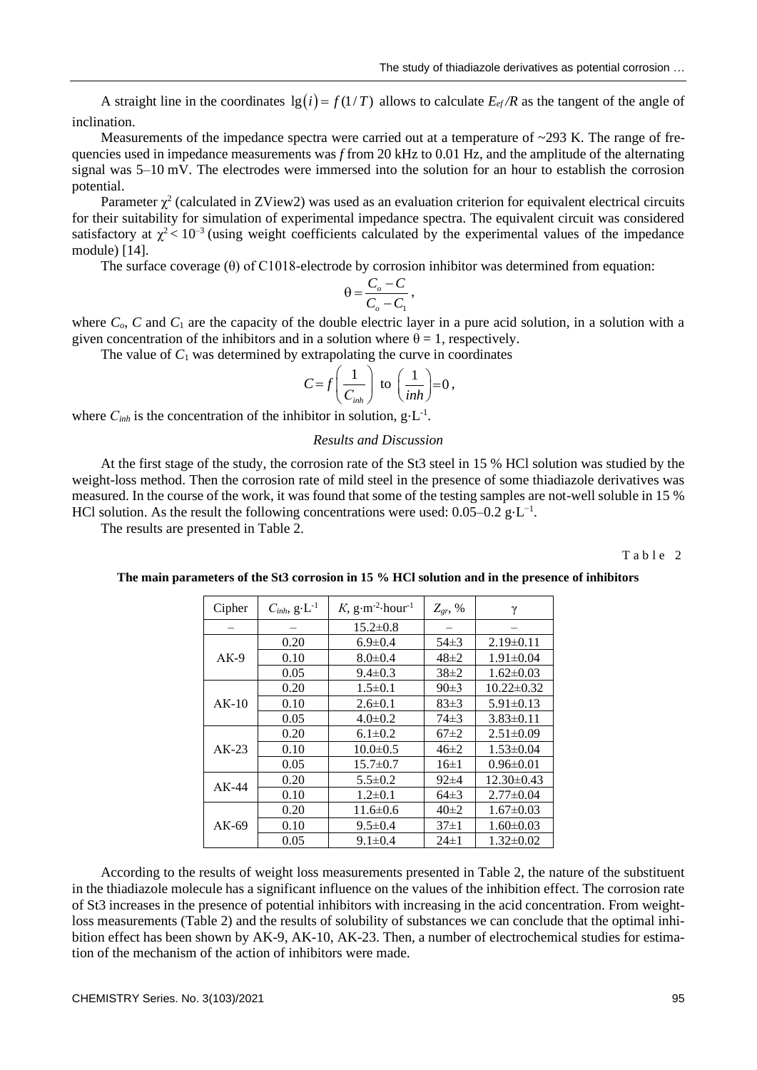A straight line in the coordinates $\lg(i) = f(1/T)$ allows to calculate $E_{ef}/R$ as the tangent of the angle of inclination.

Measurements of the impedance spectra were carried out at a temperature of ~293 K. The range of frequencies used in impedance measurements was $f$ from 20 kHz to 0.01 Hz, and the amplitude of the alternating signal was 5–10 mV. The electrodes were immersed into the solution for an hour to establish the corrosion potential.

Parameter $\chi^2$ (calculated in ZView2) was used as an evaluation criterion for equivalent electrical circuits for their suitability for simulation of experimental impedance spectra. The equivalent circuit was considered satisfactory at $\chi^2 < 10^{-3}$ (using weight coefficients calculated by the experimental values of the impedance module) [14].

The surface coverage (θ) of C1018-electrode by corrosion inhibitor was determined from equation:

$$\theta = \frac{C_o - C}{C_o - C_1},$$

where $C_o$, $C$ and $C_1$ are the capacity of the double electric layer in a pure acid solution, in a solution with a given concentration of the inhibitors and in a solution where $\theta = 1$, respectively.

The value of $C_1$ was determined by extrapolating the curve in coordinates

$$C = f\left(\frac{1}{C_{inh}}\right) \text{ to } \left(\frac{1}{inh}\right) = 0,$$

where $C_{inh}$ is the concentration of the inhibitor in solution, g·L$^{-1}$.

## *Results and Discussion*

At the first stage of the study, the corrosion rate of the St3 steel in 15 % HCl solution was studied by the weight-loss method. Then the corrosion rate of mild steel in the presence of some thiadiazole derivatives was measured. In the course of the work, it was found that some of the testing samples are not-well soluble in 15 % HCl solution. As the result the following concentrations were used: 0.05–0.2 g·L$^{-1}$.

The results are presented in Table 2.

Table 2

**The main parameters of the St3 corrosion in 15 % HCl solution and in the presence of inhibitors**

| Cipher | $C_{inh}$, g·L$^{-1}$ | $K$, g·m$^{-2}$·hour$^{-1}$ | $Z_{gr}$, % | γ |
|---|---|---|---|---|
| – | – | 15.2±0.8 | – | – |
| AK-9 | 0.20 | 6.9±0.4 | 54±3 | 2.19±0.11 |
| | 0.10 | 8.0±0.4 | 48±2 | 1.91±0.04 |
| | 0.05 | 9.4±0.3 | 38±2 | 1.62±0.03 |
| AK-10 | 0.20 | 1.5±0.1 | 90±3 | 10.22±0.32 |
| | 0.10 | 2.6±0.1 | 83±3 | 5.91±0.13 |
| | 0.05 | 4.0±0.2 | 74±3 | 3.83±0.11 |
| AK-23 | 0.20 | 6.1±0.2 | 67±2 | 2.51±0.09 |
| | 0.10 | 10.0±0.5 | 46±2 | 1.53±0.04 |
| | 0.05 | 15.7±0.7 | 16±1 | 0.96±0.01 |
| AK-44 | 0.20 | 5.5±0.2 | 92±4 | 12.30±0.43 |
| | 0.10 | 1.2±0.1 | 64±3 | 2.77±0.04 |
| AK-69 | 0.20 | 11.6±0.6 | 40±2 | 1.67±0.03 |
| | 0.10 | 9.5±0.4 | 37±1 | 1.60±0.03 |
| | 0.05 | 9.1±0.4 | 24±1 | 1.32±0.02 |

According to the results of weight loss measurements presented in Table 2, the nature of the substituent in the thiadiazole molecule has a significant influence on the values of the inhibition effect. The corrosion rate of St3 increases in the presence of potential inhibitors with increasing in the acid concentration. From weight-loss measurements (Table 2) and the results of solubility of substances we can conclude that the optimal inhibition effect has been shown by AK-9, AK-10, AK-23. Then, a number of electrochemical studies for estimation of the mechanism of the action of inhibitors were made.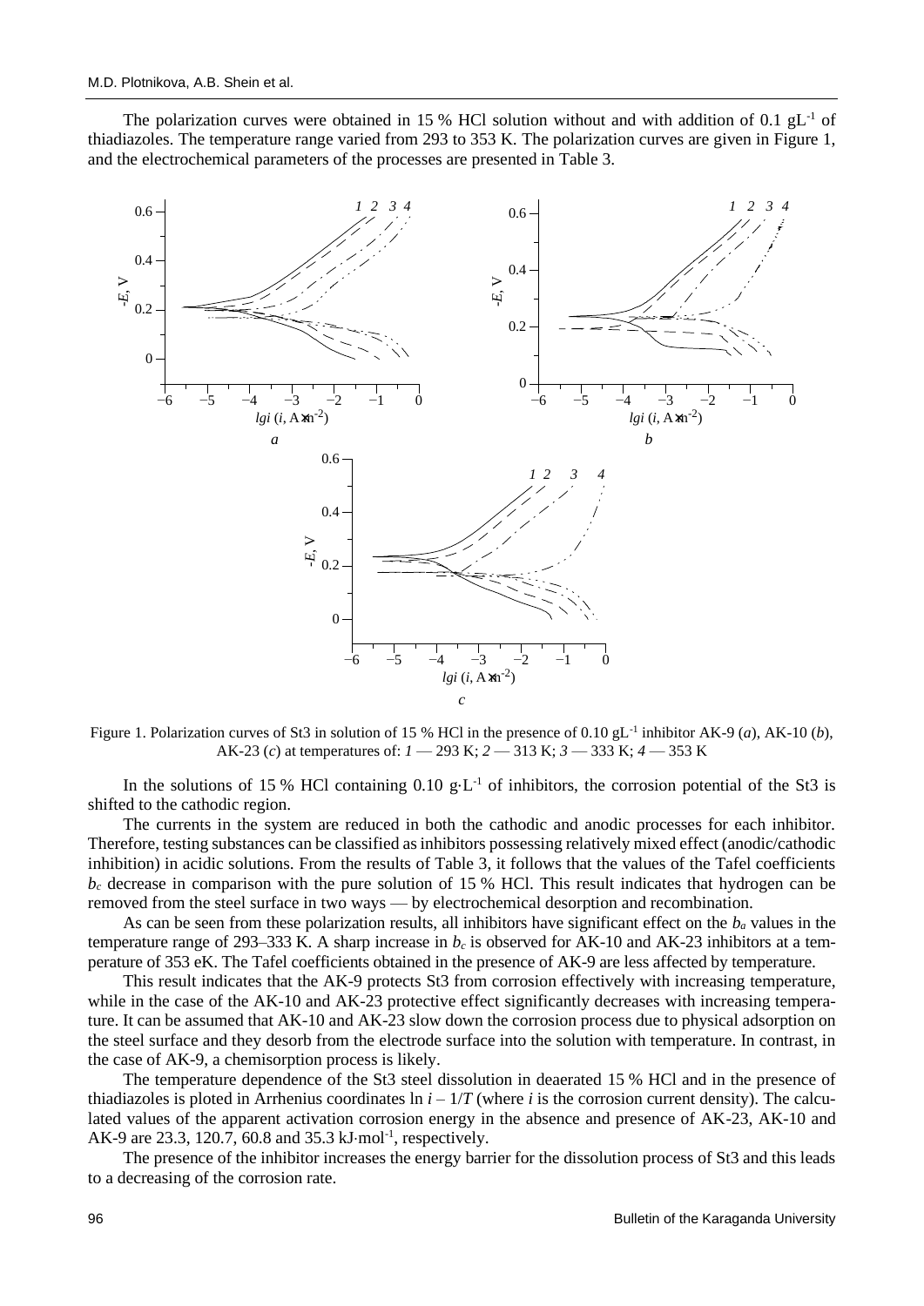The polarization curves were obtained in 15 % HCl solution without and with addition of 0.1 $gL^{-1}$ of thiadiazoles. The temperature range varied from 293 to 353 K. The polarization curves are given in Figure 1, and the electrochemical parameters of the processes are presented in Table 3.

Figure 1. Polarization curves of St3 in solution of 15 % HCl in the presence of 0.10 $gL^{-1}$ inhibitor AK-9 (*a*), AK-10 (*b*), AK-23 (*c*) at temperatures of: *1* — 293 K; *2* — 313 K; *3* — 333 K; *4* — 353 K

In the solutions of 15 % HCl containing 0.10 $g \cdot L^{-1}$ of inhibitors, the corrosion potential of the St3 is shifted to the cathodic region.

The currents in the system are reduced in both the cathodic and anodic processes for each inhibitor. Therefore, testing substances can be classified as inhibitors possessing relatively mixed effect (anodic/cathodic inhibition) in acidic solutions. From the results of Table 3, it follows that the values of the Tafel coefficients $b_c$ decrease in comparison with the pure solution of 15 % HCl. This result indicates that hydrogen can be removed from the steel surface in two ways — by electrochemical desorption and recombination.

As can be seen from these polarization results, all inhibitors have significant effect on the $b_a$ values in the temperature range of 293–333 K. A sharp increase in $b_c$ is observed for AK-10 and AK-23 inhibitors at a temperature of 353 єK. The Tafel coefficients obtained in the presence of AK-9 are less affected by temperature.

This result indicates that the AK-9 protects St3 from corrosion effectively with increasing temperature, while in the case of the AK-10 and AK-23 protective effect significantly decreases with increasing temperature. It can be assumed that AK-10 and AK-23 slow down the corrosion process due to physical adsorption on the steel surface and they desorb from the electrode surface into the solution with temperature. In contrast, in the case of AK-9, a chemisorption process is likely.

The temperature dependence of the St3 steel dissolution in deaerated 15 % HCl and in the presence of thiadiazoles is ploted in Arrhenius coordinates $\ln i - 1/T$ (where $i$ is the corrosion current density). The calculated values of the apparent activation corrosion energy in the absence and presence of AK-23, AK-10 and AK-9 are 23.3, 120.7, 60.8 and 35.3 $kJ \cdot mol^{-1}$, respectively.

The presence of the inhibitor increases the energy barrier for the dissolution process of St3 and this leads to a decreasing of the corrosion rate.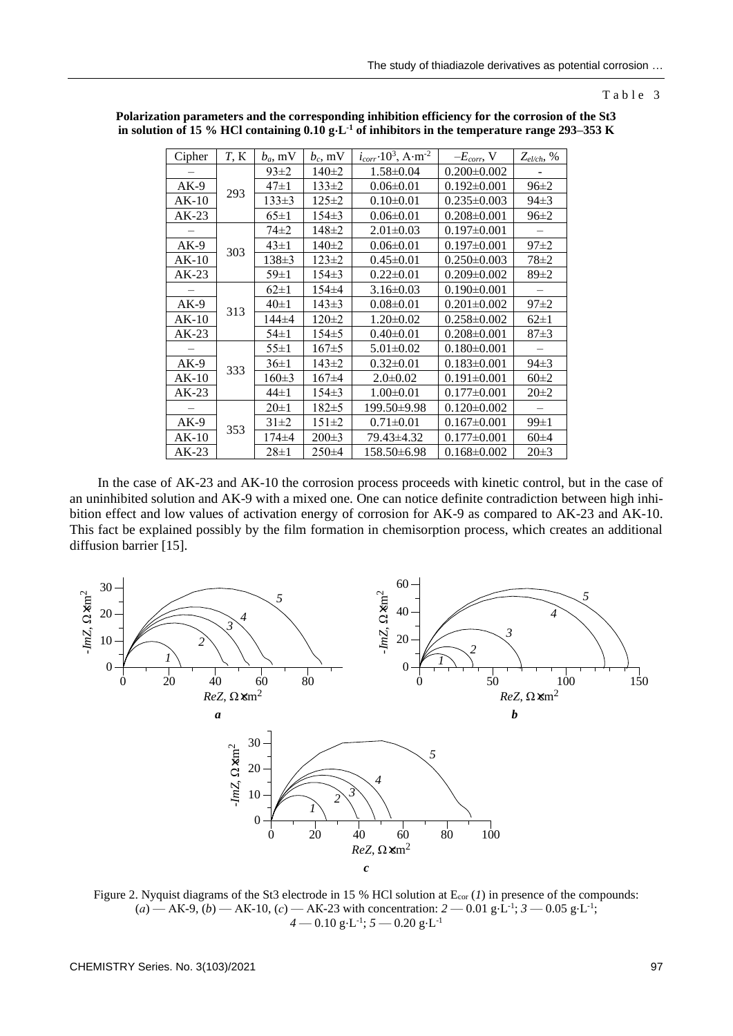Table 3

**Polarization parameters and the corresponding inhibition efficiency for the corrosion of the St3 in solution of 15 % HCl containing 0.10 g·L$^{-1}$ of inhibitors in the temperature range 293–353 K**

| Cipher | $T$, K | $b_a$, mV | $b_c$, mV | $i_{corr}\cdot10^3$, A·m$^{-2}$ | $-E_{corr}$, V | $Z_{el/ch}$, % |
|---|---|---|---|---|---|---|
| – | 293 | 93±2 | 140±2 | 1.58±0.04 | 0.200±0.002 | - |
| AK-9 | | 47±1 | 133±2 | 0.06±0.01 | 0.192±0.001 | 96±2 |
| AK-10 | | 133±3 | 125±2 | 0.10±0.01 | 0.235±0.003 | 94±3 |
| AK-23 | | 65±1 | 154±3 | 0.06±0.01 | 0.208±0.001 | 96±2 |
| – | 303 | 74±2 | 148±2 | 2.01±0.03 | 0.197±0.001 | – |
| AK-9 | | 43±1 | 140±2 | 0.06±0.01 | 0.197±0.001 | 97±2 |
| AK-10 | | 138±3 | 123±2 | 0.45±0.01 | 0.250±0.003 | 78±2 |
| AK-23 | | 59±1 | 154±3 | 0.22±0.01 | 0.209±0.002 | 89±2 |
| – | 313 | 62±1 | 154±4 | 3.16±0.03 | 0.190±0.001 | – |
| AK-9 | | 40±1 | 143±3 | 0.08±0.01 | 0.201±0.002 | 97±2 |
| AK-10 | | 144±4 | 120±2 | 1.20±0.02 | 0.258±0.002 | 62±1 |
| AK-23 | | 54±1 | 154±5 | 0.40±0.01 | 0.208±0.001 | 87±3 |
| – | 333 | 55±1 | 167±5 | 5.01±0.02 | 0.180±0.001 | – |
| AK-9 | | 36±1 | 143±2 | 0.32±0.01 | 0.183±0.001 | 94±3 |
| AK-10 | | 160±3 | 167±4 | 2.0±0.02 | 0.191±0.001 | 60±2 |
| AK-23 | | 44±1 | 154±3 | 1.00±0.01 | 0.177±0.001 | 20±2 |
| – | 353 | 20±1 | 182±5 | 199.50±9.98 | 0.120±0.002 | – |
| AK-9 | | 31±2 | 151±2 | 0.71±0.01 | 0.167±0.001 | 99±1 |
| AK-10 | | 174±4 | 200±3 | 79.43±4.32 | 0.177±0.001 | 60±4 |
| AK-23 | | 28±1 | 250±4 | 158.50±6.98 | 0.168±0.002 | 20±3 |

In the case of AK-23 and AK-10 the corrosion process proceeds with kinetic control, but in the case of an uninhibited solution and AK-9 with a mixed one. One can notice definite contradiction between high inhibition effect and low values of activation energy of corrosion for AK-9 as compared to AK-23 and AK-10. This fact be explained possibly by the film formation in chemisorption process, which creates an additional diffusion barrier [15].

Figure 2. Nyquist diagrams of the St3 electrode in 15 % HCl solution at $E_{cor}$ (*1*) in presence of the compounds: (*a*) — AK-9, (*b*) — AK-10, (*c*) — AK-23 with concentration: *2* — 0.01 g·L$^{-1}$; *3* — 0.05 g·L$^{-1}$; *4* — 0.10 g·L$^{-1}$; *5* — 0.20 g·L$^{-1}$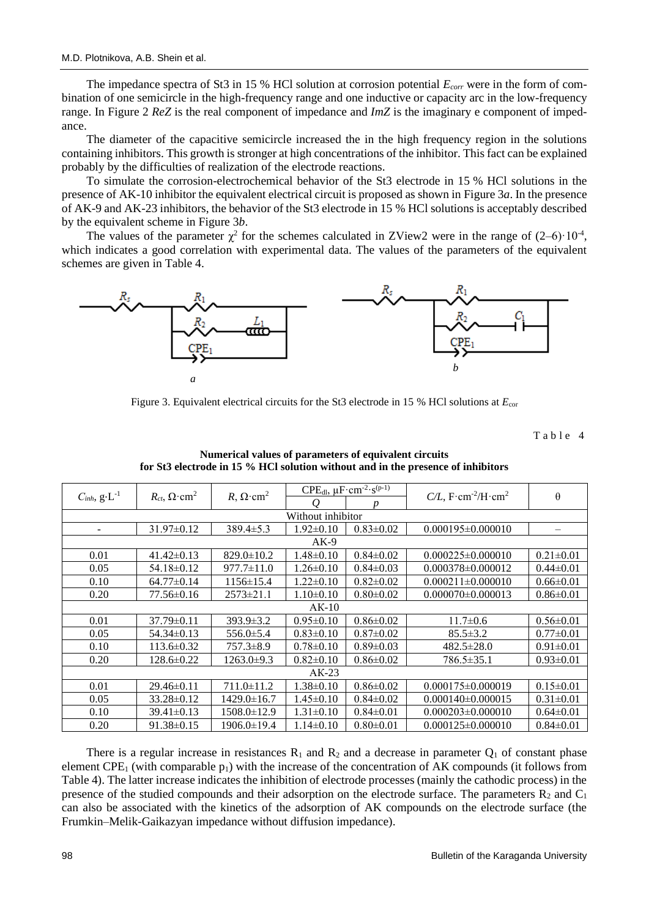The impedance spectra of St3 in 15 % HCl solution at corrosion potential $E_{corr}$ were in the form of combination of one semicircle in the high-frequency range and one inductive or capacity arc in the low-frequency range. In Figure 2 *ReZ* is the real component of impedance and *ImZ* is the imaginary e component of impedance.

The diameter of the capacitive semicircle increased the in the high frequency region in the solutions containing inhibitors. This growth is stronger at high concentrations of the inhibitor. This fact can be explained probably by the difficulties of realization of the electrode reactions.

To simulate the corrosion-electrochemical behavior of the St3 electrode in 15 % HCl solutions in the presence of AK-10 inhibitor the equivalent electrical circuit is proposed as shown in Figure 3*a*. In the presence of AK-9 and AK-23 inhibitors, the behavior of the St3 electrode in 15 % HCl solutions is acceptably described by the equivalent scheme in Figure 3*b*.

The values of the parameter $\chi^2$ for the schemes calculated in ZView2 were in the range of $(2–6)\cdot10^{-4}$, which indicates a good correlation with experimental data. The values of the parameters of the equivalent schemes are given in Table 4.

Figure 3. Equivalent electrical circuits for the St3 electrode in 15 % HCl solutions at $E_{cor}$

Table 4

**Numerical values of parameters of equivalent circuits for St3 electrode in 15 % HCl solution without and in the presence of inhibitors**

| $C_{inh}$, g·L$^{-1}$ | $R_{ct}$, Ω·cm$^2$ | $R$, Ω·cm$^2$ | CPE$_{dl}$, μF·cm$^{-2}$·s$^{(p-1)}$ | | $C/L$, F·cm$^{-2}$/H·cm$^2$ | θ |
|---|---|---|---|---|---|---|
| | | | $Q$ | $p$ | | |
| Without inhibitor | | | | | | |
| - | 31.97±0.12 | 389.4±5.3 | 1.92±0.10 | 0.83±0.02 | 0.000195±0.000010 | – |
| AK-9 | | | | | | |
| 0.01 | 41.42±0.13 | 829.0±10.2 | 1.48±0.10 | 0.84±0.02 | 0.000225±0.000010 | 0.21±0.01 |
| 0.05 | 54.18±0.12 | 977.7±11.0 | 1.26±0.10 | 0.84±0.03 | 0.000378±0.000012 | 0.44±0.01 |
| 0.10 | 64.77±0.14 | 1156±15.4 | 1.22±0.10 | 0.82±0.02 | 0.000211±0.000010 | 0.66±0.01 |
| 0.20 | 77.56±0.16 | 2573±21.1 | 1.10±0.10 | 0.80±0.02 | 0.000070±0.000013 | 0.86±0.01 |
| AK-10 | | | | | | |
| 0.01 | 37.79±0.11 | 393.9±3.2 | 0.95±0.10 | 0.86±0.02 | 11.7±0.6 | 0.56±0.01 |
| 0.05 | 54.34±0.13 | 556.0±5.4 | 0.83±0.10 | 0.87±0.02 | 85.5±3.2 | 0.77±0.01 |
| 0.10 | 113.6±0.32 | 757.3±8.9 | 0.78±0.10 | 0.89±0.03 | 482.5±28.0 | 0.91±0.01 |
| 0.20 | 128.6±0.22 | 1263.0±9.3 | 0.82±0.10 | 0.86±0.02 | 786.5±35.1 | 0.93±0.01 |
| AK-23 | | | | | | |
| 0.01 | 29.46±0.11 | 711.0±11.2 | 1.38±0.10 | 0.86±0.02 | 0.000175±0.000019 | 0.15±0.01 |
| 0.05 | 33.28±0.12 | 1429.0±16.7 | 1.45±0.10 | 0.84±0.02 | 0.000140±0.000015 | 0.31±0.01 |
| 0.10 | 39.41±0.13 | 1508.0±12.9 | 1.31±0.10 | 0.84±0.01 | 0.000203±0.000010 | 0.64±0.01 |
| 0.20 | 91.38±0.15 | 1906.0±19.4 | 1.14±0.10 | 0.80±0.01 | 0.000125±0.000010 | 0.84±0.01 |

There is a regular increase in resistances $R_1$ and $R_2$ and a decrease in parameter $Q_1$ of constant phase element CPE$_1$ (with comparable $p_1$) with the increase of the concentration of AK compounds (it follows from Table 4). The latter increase indicates the inhibition of electrode processes (mainly the cathodic process) in the presence of the studied compounds and their adsorption on the electrode surface. The parameters $R_2$ and $C_1$ can also be associated with the kinetics of the adsorption of AK compounds on the electrode surface (the Frumkin–Melik-Gaikazyan impedance without diffusion impedance).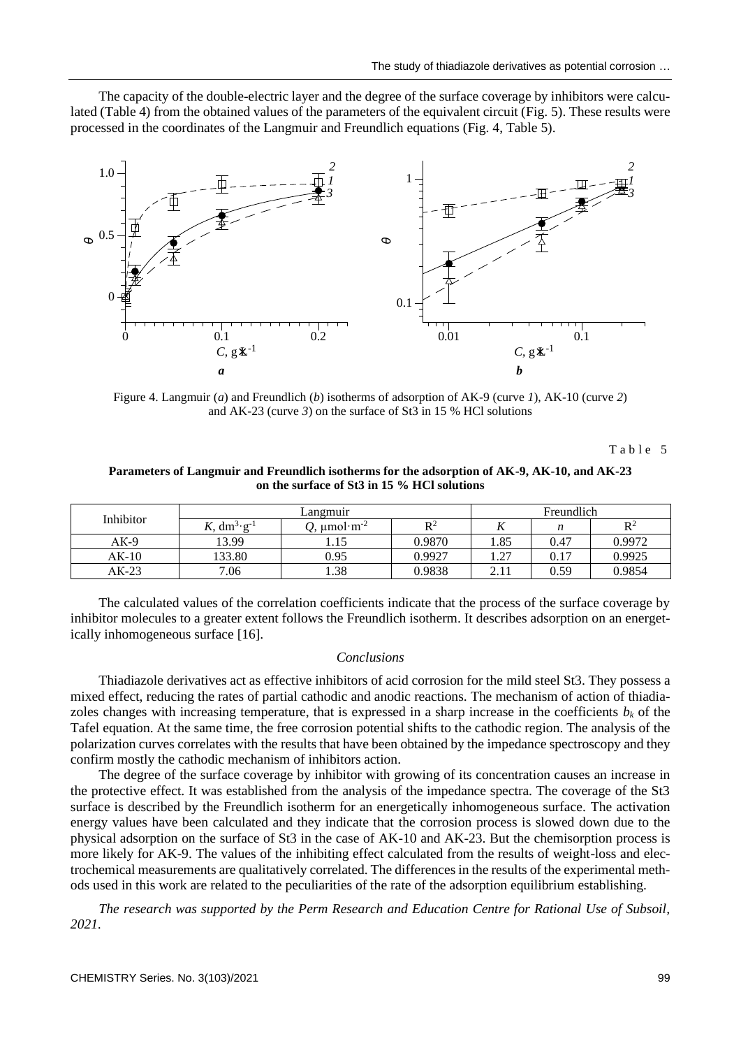The capacity of the double-electric layer and the degree of the surface coverage by inhibitors were calculated (Table 4) from the obtained values of the parameters of the equivalent circuit (Fig. 5). These results were processed in the coordinates of the Langmuir and Freundlich equations (Fig. 4, Table 5).

Figure 4. Langmuir (*a*) and Freundlich (*b*) isotherms of adsorption of AK-9 (curve *1*), AK-10 (curve *2*) and AK-23 (curve *3*) on the surface of St3 in 15 % HCl solutions

Table 5

**Parameters of Langmuir and Freundlich isotherms for the adsorption of AK-9, AK-10, and AK-23 on the surface of St3 in 15 % HCl solutions**

| Inhibitor | Langmuir | | | Freundlich | | |
|---|---|---|---|---|---|---|
| | $K$, $dm^3 \cdot g^{-1}$ | $Q$, $\mu mol \cdot m^{-2}$ | $R^2$ | $K$ | $n$ | $R^2$ |
| AK-9 | 13.99 | 1.15 | 0.9870 | 1.85 | 0.47 | 0.9972 |
| AK-10 | 133.80 | 0.95 | 0.9927 | 1.27 | 0.17 | 0.9925 |
| AK-23 | 7.06 | 1.38 | 0.9838 | 2.11 | 0.59 | 0.9854 |

The calculated values of the correlation coefficients indicate that the process of the surface coverage by inhibitor molecules to a greater extent follows the Freundlich isotherm. It describes adsorption on an energetically inhomogeneous surface [16].

## *Conclusions*

Thiadiazole derivatives act as effective inhibitors of acid corrosion for the mild steel St3. They possess a mixed effect, reducing the rates of partial cathodic and anodic reactions. The mechanism of action of thiadiazoles changes with increasing temperature, that is expressed in a sharp increase in the coefficients $b_k$ of the Tafel equation. At the same time, the free corrosion potential shifts to the cathodic region. The analysis of the polarization curves correlates with the results that have been obtained by the impedance spectroscopy and they confirm mostly the cathodic mechanism of inhibitors action.

The degree of the surface coverage by inhibitor with growing of its concentration causes an increase in the protective effect. It was established from the analysis of the impedance spectra. The coverage of the St3 surface is described by the Freundlich isotherm for an energetically inhomogeneous surface. The activation energy values have been calculated and they indicate that the corrosion process is slowed down due to the physical adsorption on the surface of St3 in the case of AK-10 and AK-23. But the chemisorption process is more likely for AK-9. The values of the inhibiting effect calculated from the results of weight-loss and electrochemical measurements are qualitatively correlated. The differences in the results of the experimental methods used in this work are related to the peculiarities of the rate of the adsorption equilibrium establishing.

*The research was supported by the Perm Research and Education Centre for Rational Use of Subsoil, 2021.*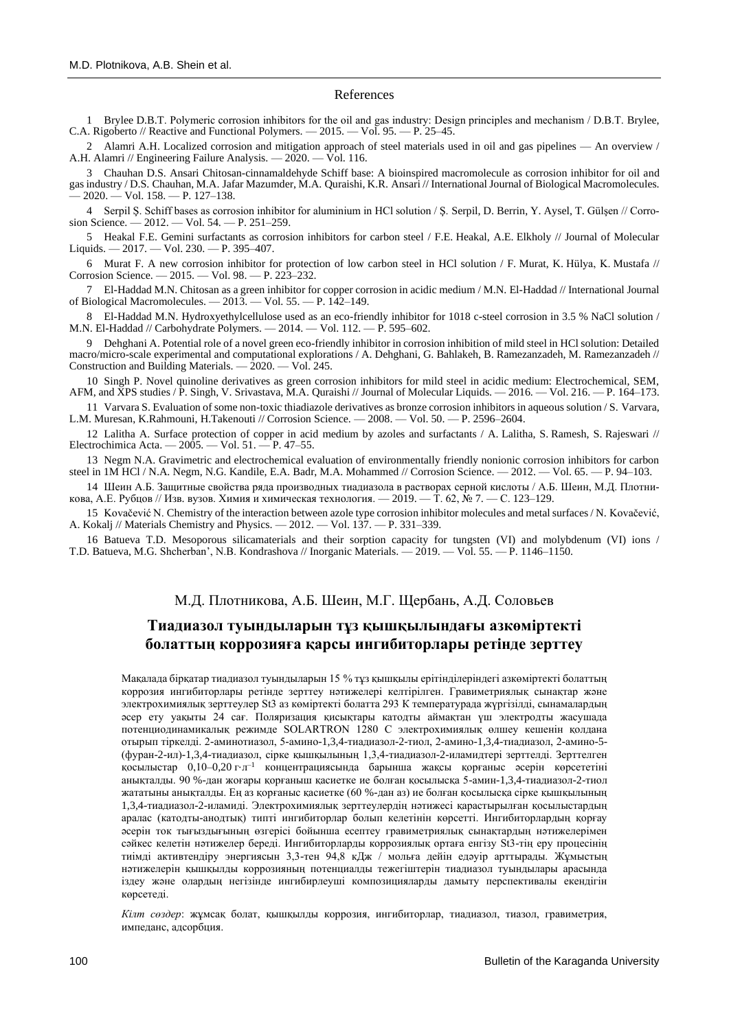## References

1 Brylee D.B.T. Polymeric corrosion inhibitors for the oil and gas industry: Design principles and mechanism / D.B.T. Brylee, C.A. Rigoberto // Reactive and Functional Polymers. — 2015. — Vol. 95. — P. 25–45.

2 Alamri A.H. Localized corrosion and mitigation approach of steel materials used in oil and gas pipelines — An overview / A.H. Alamri // Engineering Failure Analysis. — 2020. — Vol. 116.

3 Chauhan D.S. Ansari Chitosan-cinnamaldehyde Schiff base: A bioinspired macromolecule as corrosion inhibitor for oil and gas industry / D.S. Chauhan, M.A. Jafar Mazumder, M.A. Quraishi, K.R. Ansari // International Journal of Biological Macromolecules. — 2020. — Vol. 158. — P. 127–138.

4 Serpil Ş. Schiff bases as corrosion inhibitor for aluminium in HCl solution / Ş. Serpil, D. Berrin, Y. Aysel, T. Gülşen // Corrosion Science. — 2012. — Vol. 54. — P. 251–259.

5 Heakal F.E. Gemini surfactants as corrosion inhibitors for carbon steel / F.E. Heakal, A.E. Elkholy // Journal of Molecular Liquids. — 2017. — Vol. 230. — P. 395–407.

6 Murat F. A new corrosion inhibitor for protection of low carbon steel in HCl solution / F. Murat, K. Hülya, K. Mustafa // Corrosion Science. — 2015. — Vol. 98. — P. 223–232.

7 El-Haddad M.N. Chitosan as a green inhibitor for copper corrosion in acidic medium / M.N. El-Haddad // International Journal of Biological Macromolecules. — 2013. — Vol. 55. — P. 142–149.

8 El-Haddad M.N. Hydroxyethylcellulose used as an eco-friendly inhibitor for 1018 c-steel corrosion in 3.5 % NaCl solution / M.N. El-Haddad // Carbohydrate Polymers. — 2014. — Vol. 112. — P. 595–602.

9 Dehghani A. Potential role of a novel green eco-friendly inhibitor in corrosion inhibition of mild steel in HCl solution: Detailed macro/micro-scale experimental and computational explorations / A. Dehghani, G. Bahlakeh, B. Ramezanzadeh, M. Ramezanzadeh // Construction and Building Materials. — 2020. — Vol. 245.

10 Singh P. Novel quinoline derivatives as green corrosion inhibitors for mild steel in acidic medium: Electrochemical, SEM, AFM, and XPS studies / P. Singh, V. Srivastava, M.A. Quraishi // Journal of Molecular Liquids. — 2016. — Vol. 216. — P. 164–173.

11 Varvara S. Evaluation of some non-toxic thiadiazole derivatives as bronze corrosion inhibitors in aqueous solution / S. Varvara, L.M. Muresan, K.Rahmouni, H.Takenouti // Corrosion Science. — 2008. — Vol. 50. — P. 2596–2604.

12 Lalitha A. Surface protection of copper in acid medium by azoles and surfactants / A. Lalitha, S. Ramesh, S. Rajeswari // Electrochimica Acta. — 2005. — Vol. 51. — P. 47–55.

13 Negm N.A. Gravimetric and electrochemical evaluation of environmentally friendly nonionic corrosion inhibitors for carbon steel in 1M HCl / N.A. Negm, N.G. Kandile, E.A. Badr, M.A. Mohammed // Corrosion Science. — 2012. — Vol. 65. — P. 94–103.

14 Шеин А.Б. Защитные свойства ряда производных тиадиазола в растворах серной кислоты / А.Б. Шеин, М.Д. Плотникова, А.Е. Рубцов // Изв. вузов. Химия и химическая технология. — 2019. — Т. 62, № 7. — С. 123–129.

15 Kovačević N. Chemistry of the interaction between azole type corrosion inhibitor molecules and metal surfaces / N. Kovačević, A. Kokalj // Materials Chemistry and Physics. — 2012. — Vol. 137. — P. 331–339.

16 Batueva T.D. Mesoporous silicamaterials and their sorption capacity for tungsten (VI) and molybdenum (VI) ions / T.D. Batueva, M.G. Shcherban', N.B. Kondrashova // Inorganic Materials. — 2019. — Vol. 55. — P. 1146–1150.

М.Д. Плотникова, А.Б. Шеин, М.Г. Щербань, А.Д. Соловьев

## Тиадиазол туындыларын тұз қышқылындағы азкөміртекті болаттың коррозияға қарсы ингибиторлары ретінде зерттеу

Мақалада бірқатар тиадиазол туындыларын 15 % тұз қышқылы ерітінділеріндегі азкөміртекті болаттың коррозия ингибиторлары ретінде зерттеу нәтижелері келтірілген. Гравиметриялық сынақтар және электрохимиялық зерттеулер St3 аз көміртекті болатта 293 K температурада жүргізілді, сынамалардың әсер ету уақыты 24 сағ. Поляризация қисықтары катодты аймақтан үш электродты жасушада потенциодинамикалық режимде SOLARTRON 1280 C электрохимиялық өлшеу кешенін қолдана отырып тіркелді. 2-аминотиазол, 5-амино-1,3,4-тиадиазол-2-тиол, 2-амино-1,3,4-тиадиазол, 2-амино-5-(фуран-2-ил)-1,3,4-тиадиазол, сірке қышқылының 1,3,4-тиадиазол-2-иламидтері зерттелді. Зерттелген қосылыстар 0,10–0,20 $г \cdot л^{-1}$ концентрациясында барынша жақсы қорғаныс әсерін көрсететіні анықталды. 90 %-дан жоғары қорғаныш қасиетке ие болған қосылысқа 5-амин-1,3,4-тиадиазол-2-тиол жататыны анықталды. Ең аз қорғаныс қасиетке (60 %-дан аз) ие болған қосылысқа сірке қышқылының 1,3,4-тиадиазол-2-иламиді. Электрохимиялық зерттеулердің нәтижесі қарастырылған қосылыстардың аралас (катодты-анодтық) типті ингибиторлар болып келетінін көрсетті. Ингибиторлардың қорғау әсерін ток тығыздығының өзгерісі бойынша есептеу гравиметриялық сынақтардың нәтижелерімен сәйкес келетін нәтижелер береді. Ингибиторларды коррозиялық ортаға енгізу St3-тің еру процесінің тиімді активтендіру энергиясын 3,3-тен 94,8 кДж / мольға дейін едәуір арттырады. Жұмыстың нәтижелерін қышқылды коррозияның потенциалды тежегіштерін тиадиазол туындылары арасында іздеу және олардың негізінде ингибирлеуші композицияларды дамыту перспективалы екендігін көрсетеді.

*Кілт сөздер*: жұмсақ болат, қышқылды коррозия, ингибиторлар, тиадиазол, тиазол, гравиметрия, импеданс, адсорбция.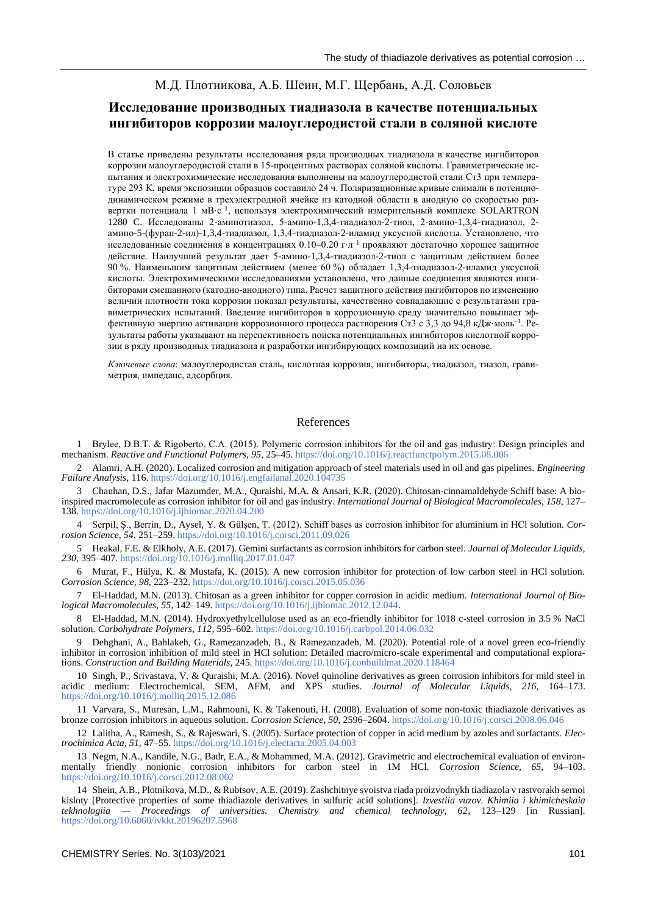М.Д. Плотникова, А.Б. Шеин, М.Г. Щербань, А.Д. Соловьев

## Исследование производных тиадиазола в качестве потенциальных ингибиторов коррозии малоуглеродистой стали в соляной кислоте

В статье приведены результаты исследования ряда производных тиадиазола в качестве ингибиторов коррозии малоуглеродистой стали в 15-процентных растворах соляной кислоты. Гравиметрические испытания и электрохимические исследования выполнены на малоуглеродистой стали Ст3 при температуре 293 К, время экспозиции образцов составило 24 ч. Поляризационные кривые снимали в потенциодинамическом режиме в трехэлектродной ячейке из катодной области в анодную со скоростью развертки потенциала 1 мВ·с$^{-1}$, используя электрохимический измерительный комплекс SOLARTRON 1280 С. Исследованы 2-аминотиазол, 5-амино-1,3,4-тиадиазол-2-тиол, 2-амино-1,3,4-тиадиазол, 2-амино-5-(фуран-2-ил)-1,3,4-тиадиазол, 1,3,4-тиадиазол-2-иламид уксусной кислоты. Установлено, что исследованные соединения в концентрациях 0.10–0.20 г·л$^{-1}$ проявляют достаточно хорошее защитное действие. Наилучший результат дает 5-амино-1,3,4-тиадиазол-2-тиол с защитным действием более 90 %. Наименьшим защитным действием (менее 60 %) обладает 1,3,4-тиадиазол-2-иламид уксусной кислоты. Электрохимическими исследованиями установлено, что данные соединения являются ингибиторами смешанного (катодно-анодного) типа. Расчет защитного действия ингибиторов по изменению величин плотности тока коррозии показал результаты, качественно совпадающие с результатами гравиметрических испытаний. Введение ингибиторов в коррозионную среду значительно повышает эффективную энергию активации коррозионного процесса растворения Ст3 с 3,3 до 94,8 кДж·моль$^{-1}$. Результаты работы указывают на перспективность поиска потенциальных ингибиторов кислотной коррозии в ряду производных тиадиазола и разработки ингибирующих композиций на их основе.

*Ключевые слова*: малоуглеродистая сталь, кислотная коррозия, ингибиторы, тиадиазол, тиазол, гравиметрия, импеданс, адсорбция.

## References

1 Brylee, D.B.T. & Rigoberto, C.A. (2015). Polymeric corrosion inhibitors for the oil and gas industry: Design principles and mechanism. *Reactive and Functional Polymers, 95*, 25–45. https://doi.org/10.1016/j.reactfunctpolym.2015.08.006

2 Alamri, A.H. (2020). Localized corrosion and mitigation approach of steel materials used in oil and gas pipelines. *Engineering Failure Analysis*, 116. https://doi.org/10.1016/j.engfailanal.2020.104735

3 Chauhan, D.S., Jafar Mazumder, M.A., Quraishi, M.A. & Ansari, K.R. (2020). Chitosan-cinnamaldehyde Schiff base: A bio-inspired macromolecule as corrosion inhibitor for oil and gas industry. *International Journal of Biological Macromolecules, 158*, 127–138. https://doi.org/10.1016/j.ijbiomac.2020.04.200

4 Serpil, Ş., Berrin, D., Aysel, Y. & Gülşen, T. (2012). Schiff bases as corrosion inhibitor for aluminium in HCl solution. *Corrosion Science, 54*, 251–259. https://doi.org/10.1016/j.corsci.2011.09.026

5 Heakal, F.E. & Elkholy, A.E. (2017). Gemini surfactants as corrosion inhibitors for carbon steel. *Journal of Molecular Liquids, 230*, 395–407. https://doi.org/10.1016/j.molliq.2017.01.047

6 Murat, F., Hülya, K. & Mustafa, K. (2015). A new corrosion inhibitor for protection of low carbon steel in HCl solution. *Corrosion Science, 98*, 223–232. https://doi.org/10.1016/j.corsci.2015.05.036

7 El-Haddad, M.N. (2013). Chitosan as a green inhibitor for copper corrosion in acidic medium. *International Journal of Biological Macromolecules, 55*, 142–149. https://doi.org/10.1016/j.ijbiomac.2012.12.044.

8 El-Haddad, M.N. (2014). Hydroxyethylcellulose used as an eco-friendly inhibitor for 1018 c-steel corrosion in 3.5 % NaCl solution. *Carbohydrate Polymers, 112*, 595–602. https://doi.org/10.1016/j.carbpol.2014.06.032

9 Dehghani, A., Bahlakeh, G., Ramezanzadeh, B., & Ramezanzadeh, M. (2020). Potential role of a novel green eco-friendly inhibitor in corrosion inhibition of mild steel in HCl solution: Detailed macro/micro-scale experimental and computational explorations. *Construction and Building Materials*, 245. https://doi.org/10.1016/j.conbuildmat.2020.118464

10 Singh, P., Srivastava, V. & Quraishi, M.A. (2016). Novel quinoline derivatives as green corrosion inhibitors for mild steel in acidic medium: Electrochemical, SEM, AFM, and XPS studies. *Journal of Molecular Liquids, 216*, 164–173. https://doi.org/10.1016/j.molliq.2015.12.086

11 Varvara, S., Muresan, L.M., Rahmouni, K. & Takenouti, H. (2008). Evaluation of some non-toxic thiadiazole derivatives as bronze corrosion inhibitors in aqueous solution. *Corrosion Science, 50*, 2596–2604. https://doi.org/10.1016/j.corsci.2008.06.046

12 Lalitha, A., Ramesh, S., & Rajeswari, S. (2005). Surface protection of copper in acid medium by azoles and surfactants. *Electrochimica Acta, 51*, 47–55. https://doi.org/10.1016/j.electacta.2005.04.003

13 Negm, N.A., Kandile, N.G., Badr, E.A., & Mohammed, M.A. (2012). Gravimetric and electrochemical evaluation of environmentally friendly nonionic corrosion inhibitors for carbon steel in 1M HCl. *Corrosion Science, 65*, 94–103. https://doi.org/10.1016/j.corsci.2012.08.002

14 Shein, A.B., Plotnikova, M.D., & Rubtsov, A.E. (2019). Zashchitnye svoistva riada proizvodnykh tiadiazola v rastvorakh sernoi kisloty [Protective properties of some thiadiazole derivatives in sulfuric acid solutions]. *Izvestiia vuzov. Khimiia i khimicheskaia tekhnologiia — Proceedings of universities. Chemistry and chemical technology, 62*, 123–129 [in Russian]. https://doi.org/10.6060/ivkkt.20196207.5968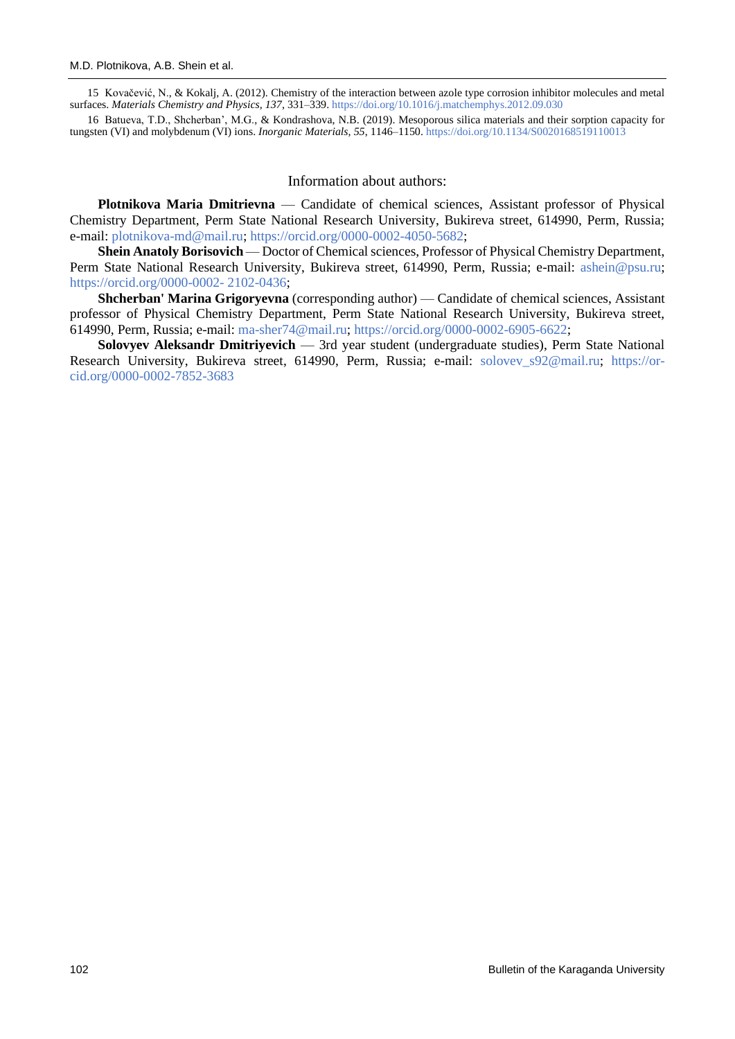15 Kovačević, N., & Kokalj, A. (2012). Chemistry of the interaction between azole type corrosion inhibitor molecules and metal surfaces. *Materials Chemistry and Physics*, *137*, 331–339. https://doi.org/10.1016/j.matchemphys.2012.09.030

16 Batueva, T.D., Shcherban', M.G., & Kondrashova, N.B. (2019). Mesoporous silica materials and their sorption capacity for tungsten (VI) and molybdenum (VI) ions. *Inorganic Materials, 55*, 1146–1150. https://doi.org/10.1134/S0020168519110013

## Information about authors:

**Plotnikova Maria Dmitrievna** — Candidate of chemical sciences, Assistant professor of Physical Chemistry Department, Perm State National Research University, Bukireva street, 614990, Perm, Russia; e-mail: plotnikova-md@mail.ru; https://orcid.org/0000-0002-4050-5682;

**Shein Anatoly Borisovich** — Doctor of Chemical sciences, Professor of Physical Chemistry Department, Perm State National Research University, Bukireva street, 614990, Perm, Russia; e-mail: ashein@psu.ru; https://orcid.org/0000-0002- 2102-0436;

**Shcherban' Marina Grigoryevna** (corresponding author) — Candidate of chemical sciences, Assistant professor of Physical Chemistry Department, Perm State National Research University, Bukireva street, 614990, Perm, Russia; e-mail: ma-sher74@mail.ru; https://orcid.org/0000-0002-6905-6622;

**Solovyev Aleksandr Dmitriyevich** — 3rd year student (undergraduate studies), Perm State National Research University, Bukireva street, 614990, Perm, Russia; e-mail: solovev_s92@mail.ru; https://orcid.org/0000-0002-7852-3683